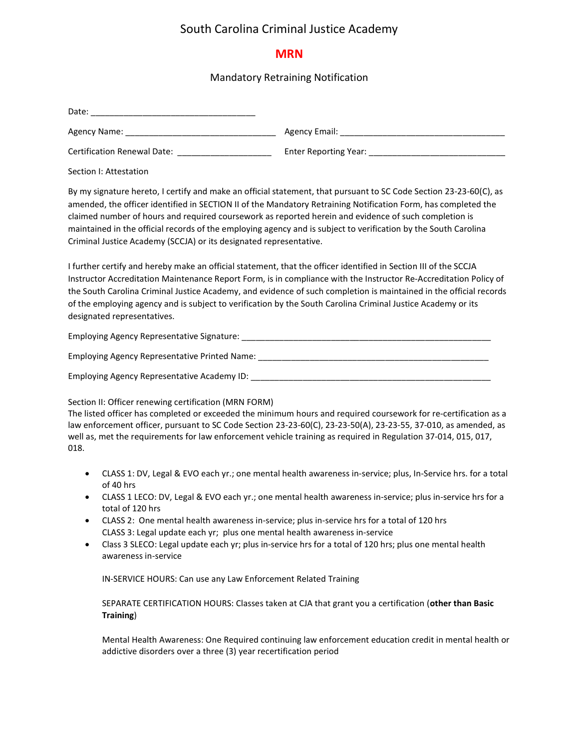# South Carolina Criminal Justice Academy

## MRN

### Mandatory Retraining Notification

Date: ___________________________________

Agency Name: ________________________________ Agency Email: ___________________________________

Certification Renewal Date: ____________________ Enter Reporting Year: _____________________________

Section I: Attestation

By my signature hereto, I certify and make an official statement, that pursuant to SC Code Section 23-23-60(C), as amended, the officer identified in SECTION II of the Mandatory Retraining Notification Form, has completed the claimed number of hours and required coursework as reported herein and evidence of such completion is maintained in the official records of the employing agency and is subject to verification by the South Carolina Criminal Justice Academy (SCCJA) or its designated representative.

I further certify and hereby make an official statement, that the officer identified in Section III of the SCCJA Instructor Accreditation Maintenance Report Form, is in compliance with the Instructor Re-Accreditation Policy of the South Carolina Criminal Justice Academy, and evidence of such completion is maintained in the official records of the employing agency and is subject to verification by the South Carolina Criminal Justice Academy or its designated representatives.

Employing Agency Representative Signature: _____________________________________________________

Employing Agency Representative Printed Name: _________________________________________________

Employing Agency Representative Academy ID: ___________________________________________________

Section II: Officer renewing certification (MRN FORM)
The listed officer has completed or exceeded the minimum hours and required coursework for re-certification as a law enforcement officer, pursuant to SC Code Section 23-23-60(C), 23-23-50(A), 23-23-55, 37-010, as amended, as well as, met the requirements for law enforcement vehicle training as required in Regulation 37-014, 015, 017, 018.

- CLASS 1: DV, Legal & EVO each yr.; one mental health awareness in-service; plus, In-Service hrs. for a total of 40 hrs
- CLASS 1 LECO: DV, Legal & EVO each yr.; one mental health awareness in-service; plus in-service hrs for a total of 120 hrs
- CLASS 2: One mental health awareness in-service; plus in-service hrs for a total of 120 hrs
  CLASS 3: Legal update each yr; plus one mental health awareness in-service
- Class 3 SLECO: Legal update each yr; plus in-service hrs for a total of 120 hrs; plus one mental health awareness in-service

  IN-SERVICE HOURS: Can use any Law Enforcement Related Training

  SEPARATE CERTIFICATION HOURS: Classes taken at CJA that grant you a certification (**other than Basic Training**)

  Mental Health Awareness: One Required continuing law enforcement education credit in mental health or addictive disorders over a three (3) year recertification period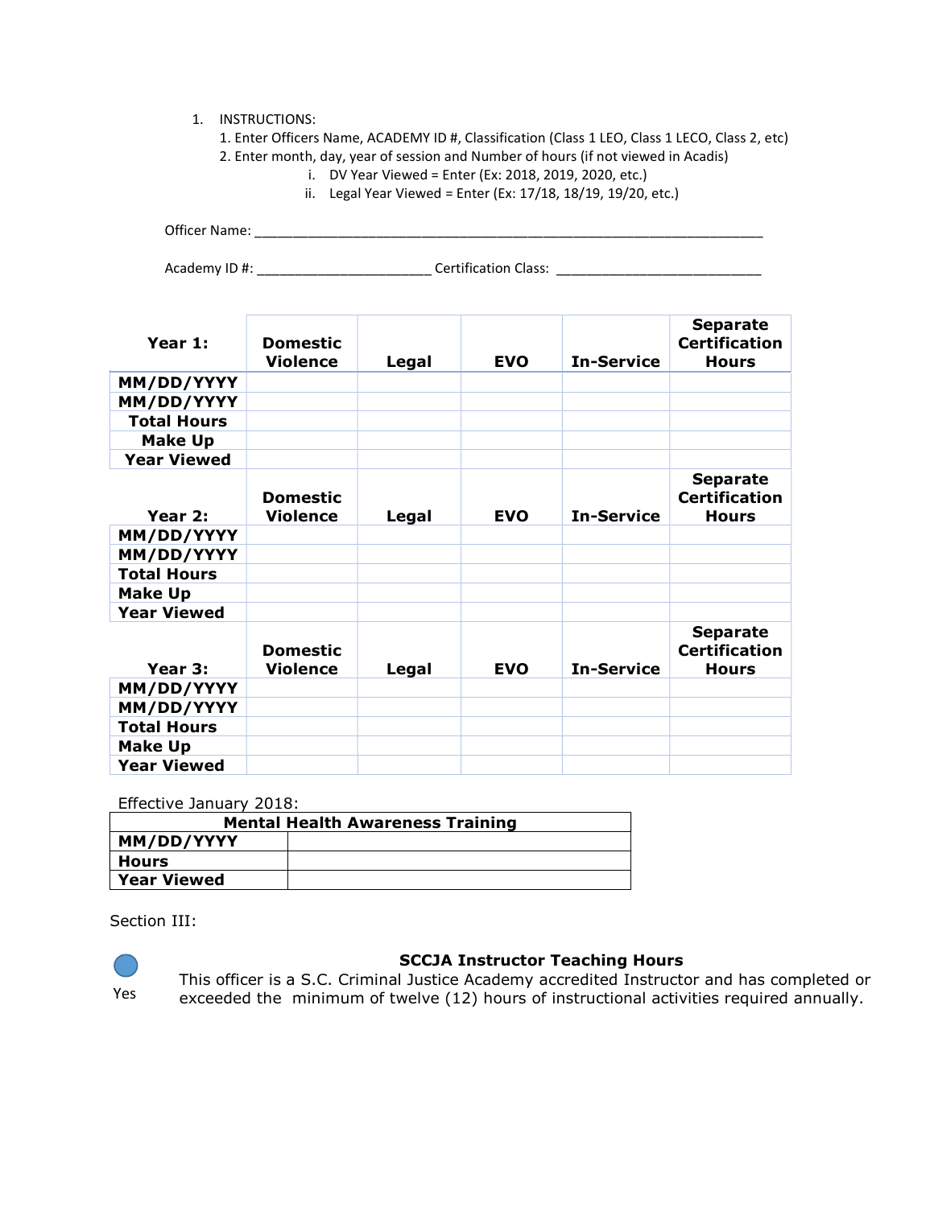1. INSTRUCTIONS:
   1. Enter Officers Name, ACADEMY ID #, Classification (Class 1 LEO, Class 1 LECO, Class 2, etc)
   2. Enter month, day, year of session and Number of hours (if not viewed in Acadis)
      i. DV Year Viewed = Enter (Ex: 2018, 2019, 2020, etc.)
      ii. Legal Year Viewed = Enter (Ex: 17/18, 18/19, 19/20, etc.)

Officer Name: ______________________________________________________________________

Academy ID #: ______________________ Certification Class: ___________________________

| Year 1: | Domestic Violence | Legal | EVO | In-Service | Separate Certification Hours |
|---|---|---|---|---|---|
| MM/DD/YYYY | | | | | |
| MM/DD/YYYY | | | | | |
| Total Hours | | | | | |
| Make Up | | | | | |
| Year Viewed | | | | | |
| **Year 2:** | **Domestic Violence** | **Legal** | **EVO** | **In-Service** | **Separate Certification Hours** |
| MM/DD/YYYY | | | | | |
| MM/DD/YYYY | | | | | |
| Total Hours | | | | | |
| Make Up | | | | | |
| Year Viewed | | | | | |
| **Year 3:** | **Domestic Violence** | **Legal** | **EVO** | **In-Service** | **Separate Certification Hours** |
| MM/DD/YYYY | | | | | |
| MM/DD/YYYY | | | | | |
| Total Hours | | | | | |
| Make Up | | | | | |
| Year Viewed | | | | | |

Effective January 2018:

| Mental Health Awareness Training | |
|---|---|
| MM/DD/YYYY | |
| Hours | |
| Year Viewed | |

Section III:

**SCCJA Instructor Teaching Hours**

Yes

This officer is a S.C. Criminal Justice Academy accredited Instructor and has completed or exceeded the minimum of twelve (12) hours of instructional activities required annually.